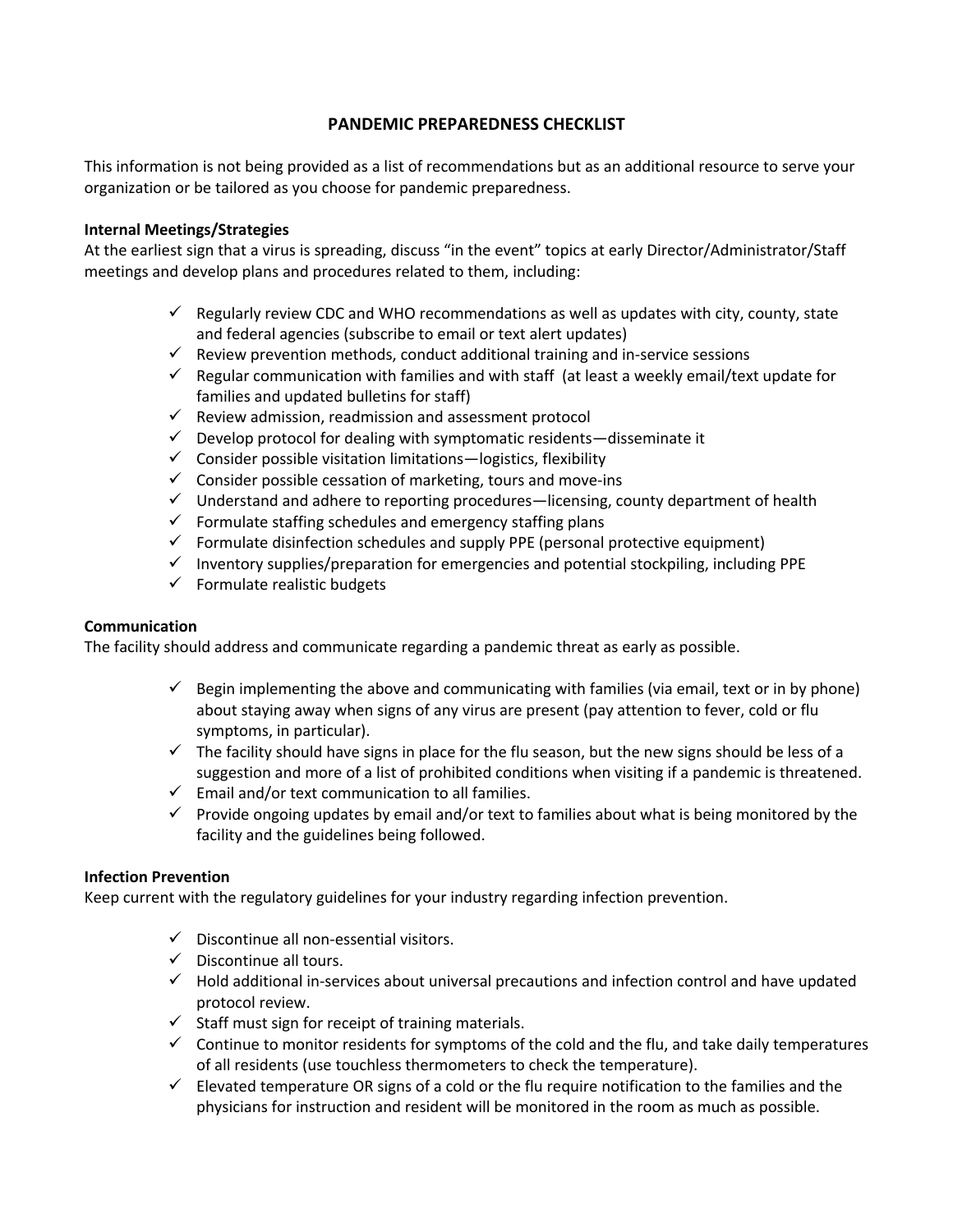# PANDEMIC PREPAREDNESS CHECKLIST

This information is not being provided as a list of recommendations but as an additional resource to serve your organization or be tailored as you choose for pandemic preparedness.

**Internal Meetings/Strategies**

At the earliest sign that a virus is spreading, discuss "in the event" topics at early Director/Administrator/Staff meetings and develop plans and procedures related to them, including:

- ✓ Regularly review CDC and WHO recommendations as well as updates with city, county, state and federal agencies (subscribe to email or text alert updates)
- ✓ Review prevention methods, conduct additional training and in-service sessions
- ✓ Regular communication with families and with staff (at least a weekly email/text update for families and updated bulletins for staff)
- ✓ Review admission, readmission and assessment protocol
- ✓ Develop protocol for dealing with symptomatic residents—disseminate it
- ✓ Consider possible visitation limitations—logistics, flexibility
- ✓ Consider possible cessation of marketing, tours and move-ins
- ✓ Understand and adhere to reporting procedures—licensing, county department of health
- ✓ Formulate staffing schedules and emergency staffing plans
- ✓ Formulate disinfection schedules and supply PPE (personal protective equipment)
- ✓ Inventory supplies/preparation for emergencies and potential stockpiling, including PPE
- ✓ Formulate realistic budgets

**Communication**

The facility should address and communicate regarding a pandemic threat as early as possible.

- ✓ Begin implementing the above and communicating with families (via email, text or in by phone) about staying away when signs of any virus are present (pay attention to fever, cold or flu symptoms, in particular).
- ✓ The facility should have signs in place for the flu season, but the new signs should be less of a suggestion and more of a list of prohibited conditions when visiting if a pandemic is threatened.
- ✓ Email and/or text communication to all families.
- ✓ Provide ongoing updates by email and/or text to families about what is being monitored by the facility and the guidelines being followed.

**Infection Prevention**

Keep current with the regulatory guidelines for your industry regarding infection prevention.

- ✓ Discontinue all non-essential visitors.
- ✓ Discontinue all tours.
- ✓ Hold additional in-services about universal precautions and infection control and have updated protocol review.
- ✓ Staff must sign for receipt of training materials.
- ✓ Continue to monitor residents for symptoms of the cold and the flu, and take daily temperatures of all residents (use touchless thermometers to check the temperature).
- ✓ Elevated temperature OR signs of a cold or the flu require notification to the families and the physicians for instruction and resident will be monitored in the room as much as possible.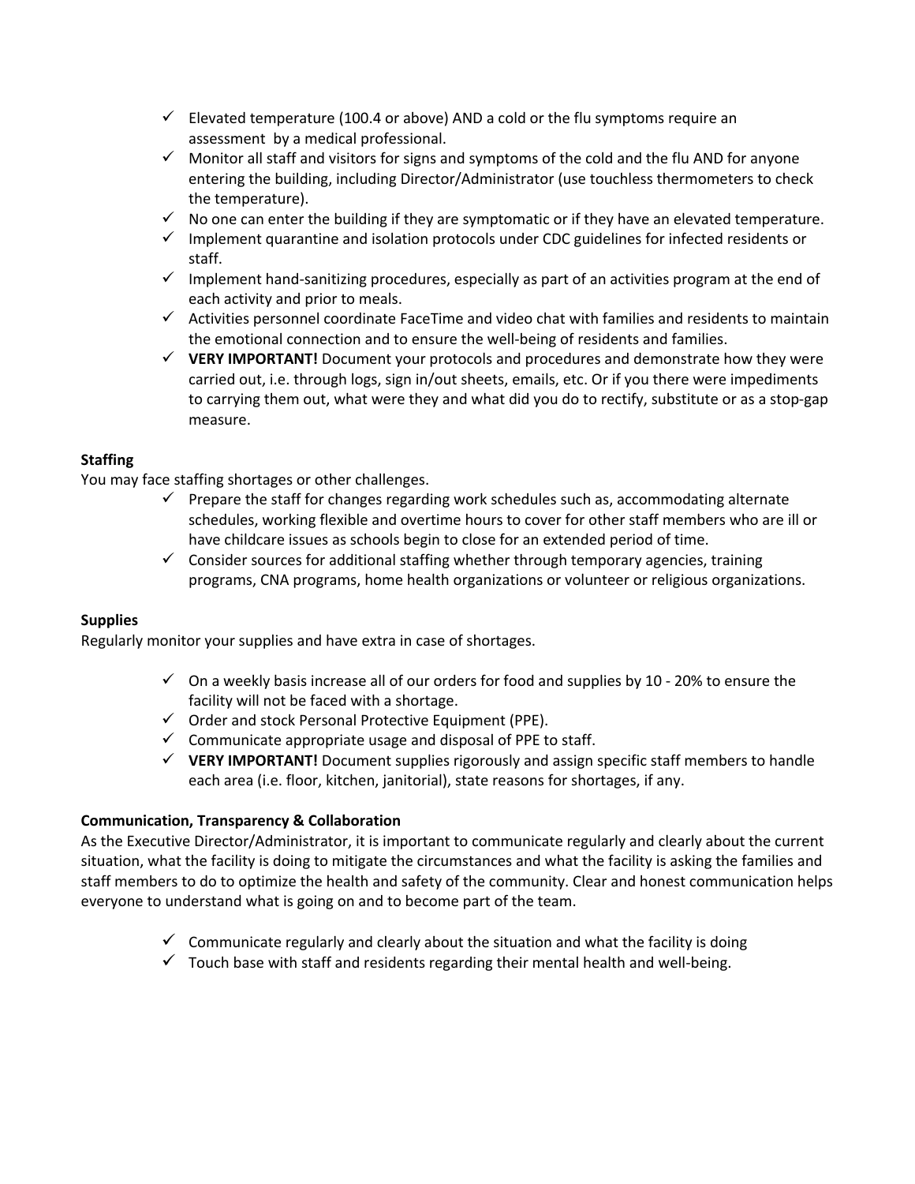- ✓ Elevated temperature (100.4 or above) AND a cold or the flu symptoms require an assessment by a medical professional.
- ✓ Monitor all staff and visitors for signs and symptoms of the cold and the flu AND for anyone entering the building, including Director/Administrator (use touchless thermometers to check the temperature).
- ✓ No one can enter the building if they are symptomatic or if they have an elevated temperature.
- ✓ Implement quarantine and isolation protocols under CDC guidelines for infected residents or staff.
- ✓ Implement hand-sanitizing procedures, especially as part of an activities program at the end of each activity and prior to meals.
- ✓ Activities personnel coordinate FaceTime and video chat with families and residents to maintain the emotional connection and to ensure the well-being of residents and families.
- ✓ **VERY IMPORTANT!** Document your protocols and procedures and demonstrate how they were carried out, i.e. through logs, sign in/out sheets, emails, etc. Or if you there were impediments to carrying them out, what were they and what did you do to rectify, substitute or as a stop-gap measure.

**Staffing**

You may face staffing shortages or other challenges.

- ✓ Prepare the staff for changes regarding work schedules such as, accommodating alternate schedules, working flexible and overtime hours to cover for other staff members who are ill or have childcare issues as schools begin to close for an extended period of time.
- ✓ Consider sources for additional staffing whether through temporary agencies, training programs, CNA programs, home health organizations or volunteer or religious organizations.

**Supplies**

Regularly monitor your supplies and have extra in case of shortages.

- ✓ On a weekly basis increase all of our orders for food and supplies by 10 - 20% to ensure the facility will not be faced with a shortage.
- ✓ Order and stock Personal Protective Equipment (PPE).
- ✓ Communicate appropriate usage and disposal of PPE to staff.
- ✓ **VERY IMPORTANT!** Document supplies rigorously and assign specific staff members to handle each area (i.e. floor, kitchen, janitorial), state reasons for shortages, if any.

**Communication, Transparency & Collaboration**

As the Executive Director/Administrator, it is important to communicate regularly and clearly about the current situation, what the facility is doing to mitigate the circumstances and what the facility is asking the families and staff members to do to optimize the health and safety of the community. Clear and honest communication helps everyone to understand what is going on and to become part of the team.

- ✓ Communicate regularly and clearly about the situation and what the facility is doing
- ✓ Touch base with staff and residents regarding their mental health and well-being.